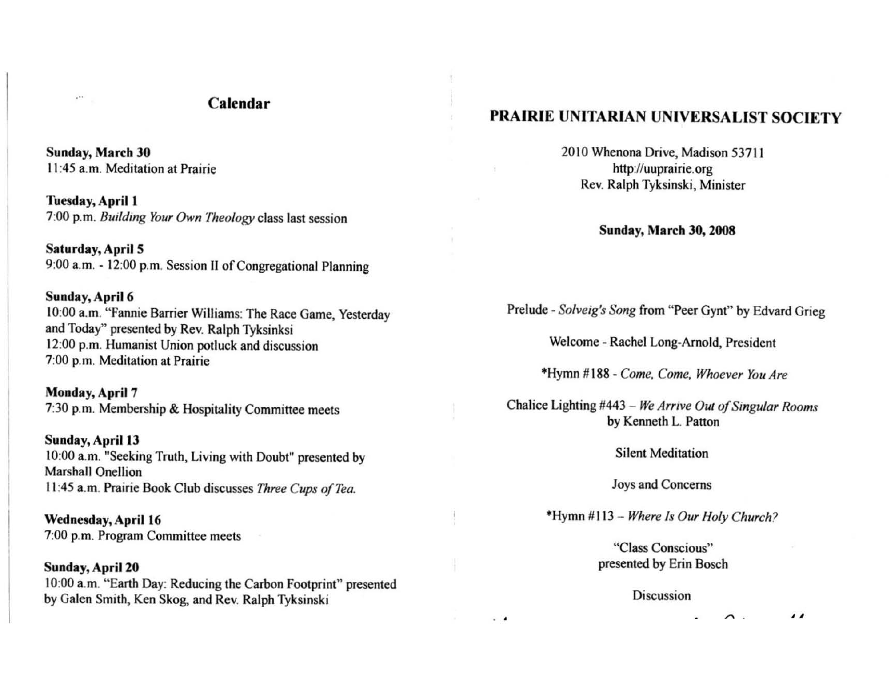## Calendar

**Sunday, March 30**
11:45 a.m. Meditation at Prairie

**Tuesday, April 1**
7:00 p.m. *Building Your Own Theology* class last session

**Saturday, April 5**
9:00 a.m. - 12:00 p.m. Session II of Congregational Planning

**Sunday, April 6**
10:00 a.m. "Fannie Barrier Williams: The Race Game, Yesterday and Today" presented by Rev. Ralph Tyksinksi
12:00 p.m. Humanist Union potluck and discussion
7:00 p.m. Meditation at Prairie

**Monday, April 7**
7:30 p.m. Membership & Hospitality Committee meets

**Sunday, April 13**
10:00 a.m. "Seeking Truth, Living with Doubt" presented by Marshall Onellion
11:45 a.m. Prairie Book Club discusses *Three Cups of Tea.*

**Wednesday, April 16**
7:00 p.m. Program Committee meets

**Sunday, April 20**
10:00 a.m. "Earth Day: Reducing the Carbon Footprint" presented by Galen Smith, Ken Skog, and Rev. Ralph Tyksinski

# PRAIRIE UNITARIAN UNIVERSALIST SOCIETY

2010 Whenona Drive, Madison 53711
http://uuprairie.org
Rev. Ralph Tyksinski, Minister

**Sunday, March 30, 2008**

Prelude - *Solveig's Song* from "Peer Gynt" by Edvard Grieg

Welcome - Rachel Long-Arnold, President

*Hymn #188 - *Come, Come, Whoever You Are*

Chalice Lighting #443 – *We Arrive Out of Singular Rooms* by Kenneth L. Patton

Silent Meditation

Joys and Concerns

*Hymn #113 – *Where Is Our Holy Church?*

"Class Conscious"
presented by Erin Bosch

Discussion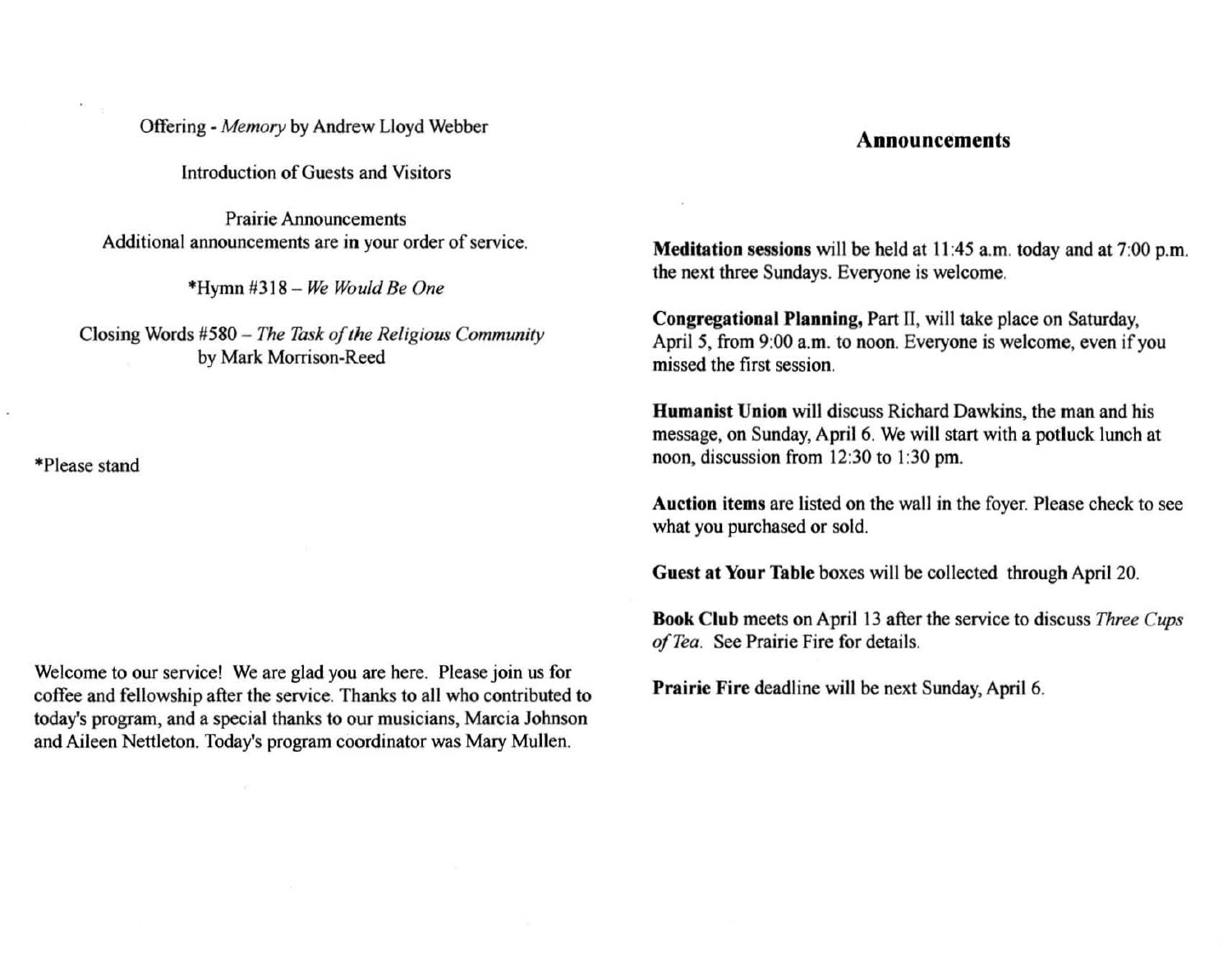Offering - *Memory* by Andrew Lloyd Webber

Introduction of Guests and Visitors

Prairie Announcements
Additional announcements are in your order of service.

*Hymn #318 – *We Would Be One*

Closing Words #580 – *The Task of the Religious Community*
by Mark Morrison-Reed

*Please stand

Welcome to our service! We are glad you are here. Please join us for coffee and fellowship after the service. Thanks to all who contributed to today's program, and a special thanks to our musicians, Marcia Johnson and Aileen Nettleton. Today's program coordinator was Mary Mullen.

## Announcements

**Meditation sessions** will be held at 11:45 a.m. today and at 7:00 p.m. the next three Sundays. Everyone is welcome.

**Congregational Planning,** Part II, will take place on Saturday, April 5, from 9:00 a.m. to noon. Everyone is welcome, even if you missed the first session.

**Humanist Union** will discuss Richard Dawkins, the man and his message, on Sunday, April 6. We will start with a potluck lunch at noon, discussion from 12:30 to 1:30 pm.

**Auction items** are listed on the wall in the foyer. Please check to see what you purchased or sold.

**Guest at Your Table** boxes will be collected through April 20.

**Book Club** meets on April 13 after the service to discuss *Three Cups of Tea*. See Prairie Fire for details.

**Prairie Fire** deadline will be next Sunday, April 6.